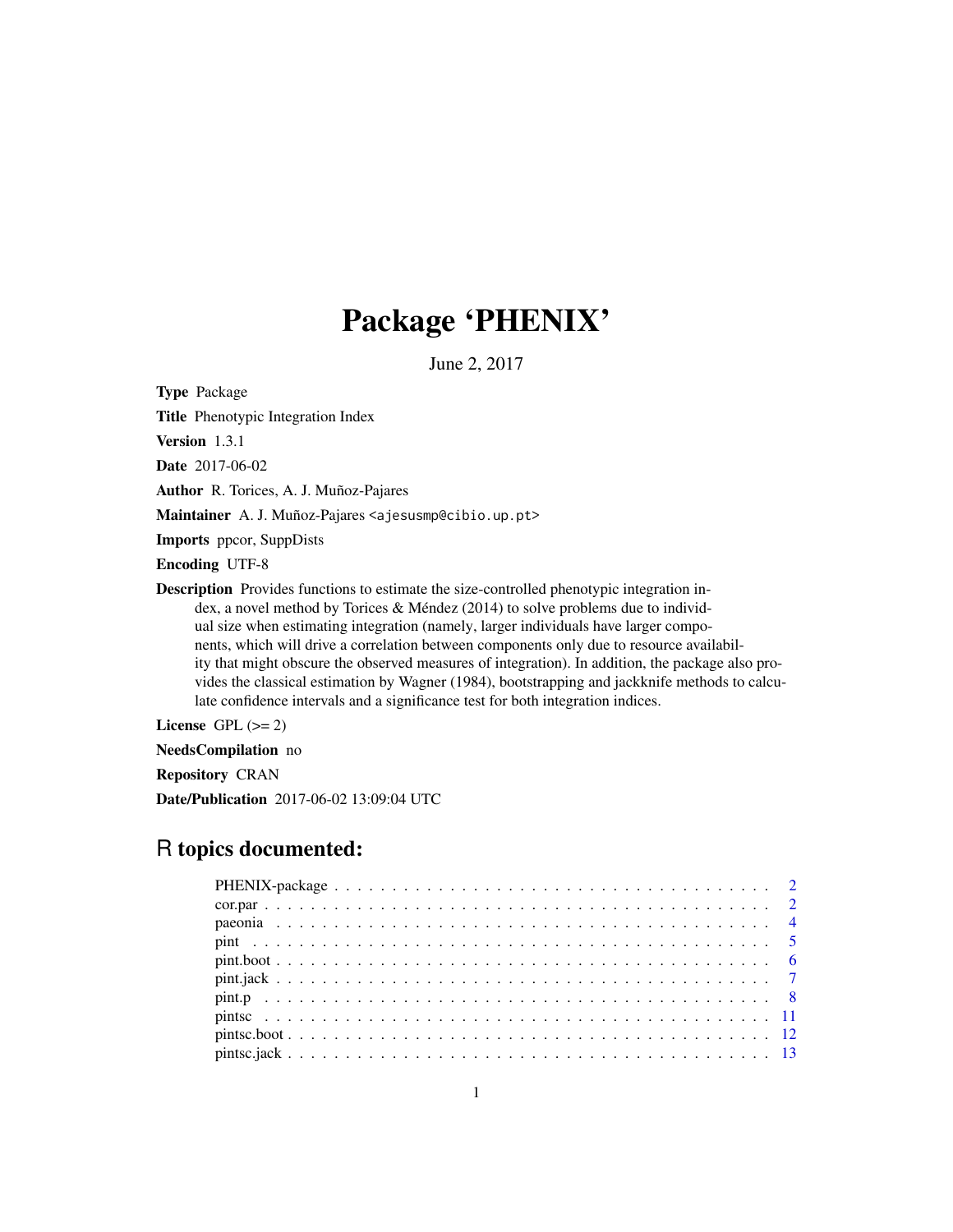# Package 'PHENIX'

June 2, 2017

**Type** Package

**Title** Phenotypic Integration Index

**Version** 1.3.1

**Date** 2017-06-02

**Author** R. Torices, A. J. Muñoz-Pajares

**Maintainer** A. J. Muñoz-Pajares <ajesusmp@cibio.up.pt>

**Imports** ppcor, SuppDists

**Encoding** UTF-8

**Description** Provides functions to estimate the size-controlled phenotypic integration index, a novel method by Torices & Méndez (2014) to solve problems due to individual size when estimating integration (namely, larger individuals have larger components, which will drive a correlation between components only due to resource availability that might obscure the observed measures of integration). In addition, the package also provides the classical estimation by Wagner (1984), bootstrapping and jackknife methods to calculate confidence intervals and a significance test for both integration indices.

**License** GPL (>= 2)

**NeedsCompilation** no

**Repository** CRAN

**Date/Publication** 2017-06-02 13:09:04 UTC

## R topics documented:

| | |
|---|---|
| PHENIX-package | 2 |
| cor.par | 2 |
| paeonia | 4 |
| pint | 5 |
| pint.boot | 6 |
| pint.jack | 7 |
| pint.p | 8 |
| pintsc | 11 |
| pintsc.boot | 12 |
| pintsc.jack | 13 |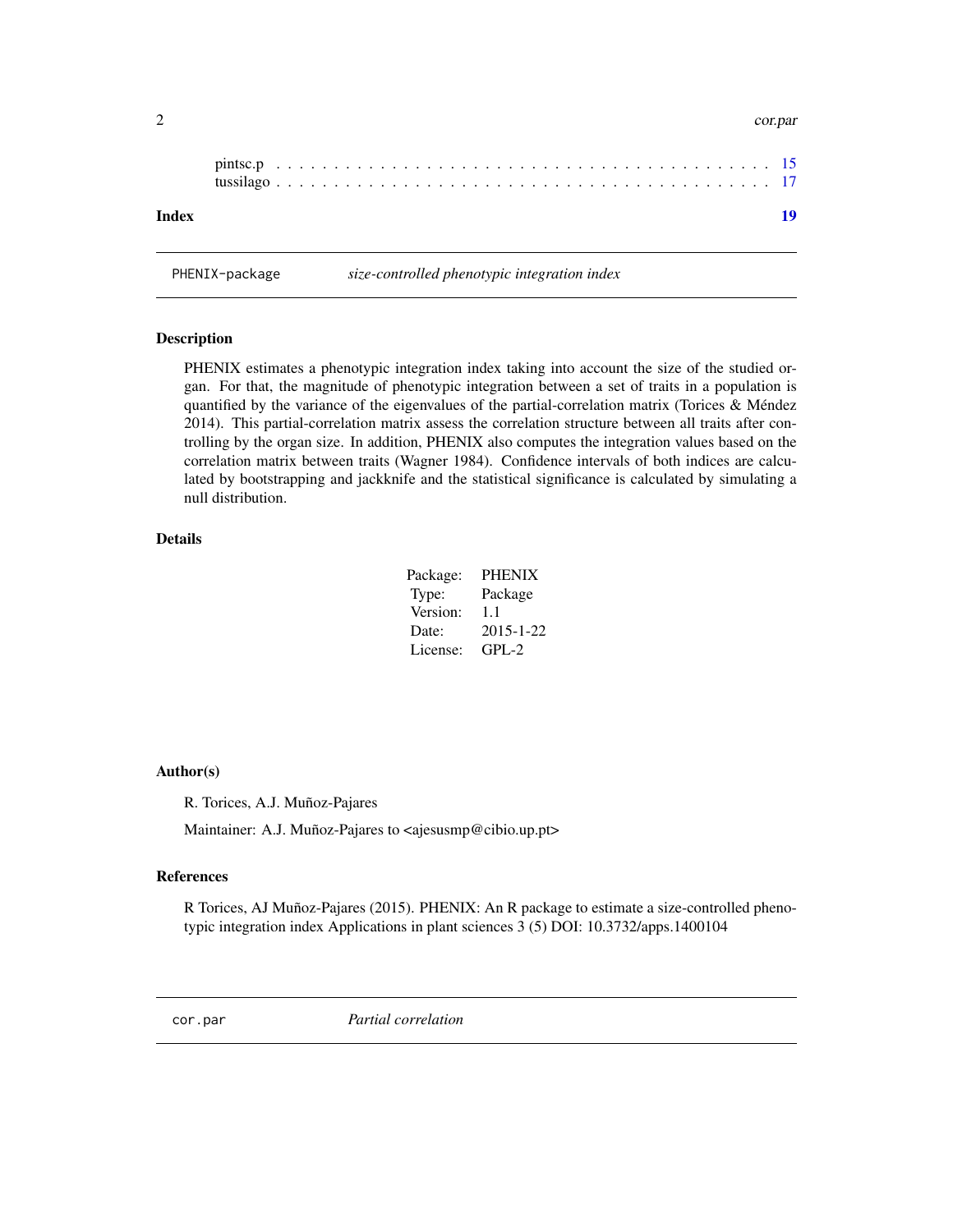pintsc.p . . . . . . . . . . . . . . . . . . . . . . . . . . . . . . . . . . . . . . . 15
tussilago . . . . . . . . . . . . . . . . . . . . . . . . . . . . . . . . . . . . . . . 17

**Index** **19**

---

## PHENIX-package *size-controlled phenotypic integration index*

---

### Description

PHENIX estimates a phenotypic integration index taking into account the size of the studied organ. For that, the magnitude of phenotypic integration between a set of traits in a population is quantified by the variance of the eigenvalues of the partial-correlation matrix (Torices & Méndez 2014). This partial-correlation matrix assess the correlation structure between all traits after controlling by the organ size. In addition, PHENIX also computes the integration values based on the correlation matrix between traits (Wagner 1984). Confidence intervals of both indices are calculated by bootstrapping and jackknife and the statistical significance is calculated by simulating a null distribution.

### Details

| | |
|---|---|
| Package: | PHENIX |
| Type: | Package |
| Version: | 1.1 |
| Date: | 2015-1-22 |
| License: | GPL-2 |

### Author(s)

R. Torices, A.J. Muñoz-Pajares

Maintainer: A.J. Muñoz-Pajares to <ajesusmp@cibio.up.pt>

### References

R Torices, AJ Muñoz-Pajares (2015). PHENIX: An R package to estimate a size-controlled phenotypic integration index Applications in plant sciences 3 (5) DOI: 10.3732/apps.1400104

---

## cor.par *Partial correlation*

---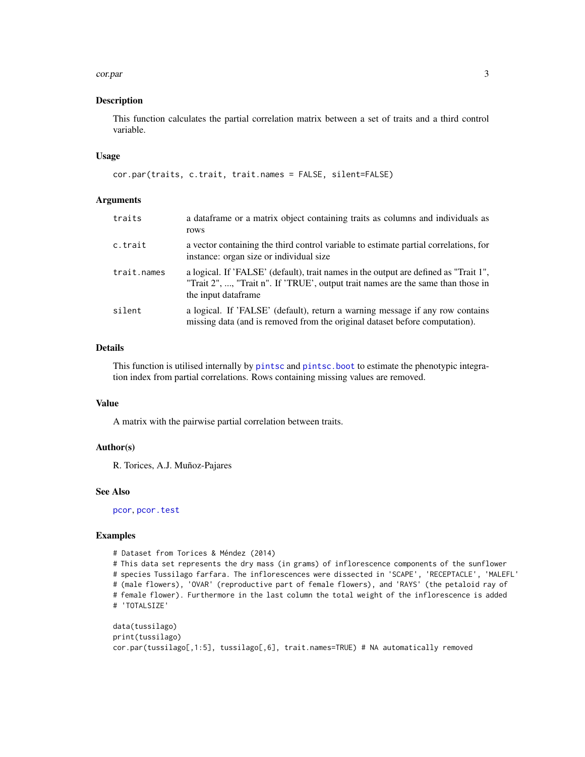## Description

This function calculates the partial correlation matrix between a set of traits and a third control variable.

## Usage

```
cor.par(traits, c.trait, trait.names = FALSE, silent=FALSE)
```

## Arguments

| | |
|---|---|
| traits | a dataframe or a matrix object containing traits as columns and individuals as rows |
| c.trait | a vector containing the third control variable to estimate partial correlations, for instance: organ size or individual size |
| trait.names | a logical. If 'FALSE' (default), trait names in the output are defined as "Trait 1", "Trait 2", ..., "Trait n". If 'TRUE', output trait names are the same than those in the input dataframe |
| silent | a logical. If 'FALSE' (default), return a warning message if any row contains missing data (and is removed from the original dataset before computation). |

## Details

This function is utilised internally by pintsc and pintsc.boot to estimate the phenotypic integration index from partial correlations. Rows containing missing values are removed.

## Value

A matrix with the pairwise partial correlation between traits.

## Author(s)

R. Torices, A.J. Muñoz-Pajares

## See Also

pcor, pcor.test

## Examples

```
# Dataset from Torices & Méndez (2014)
# This data set represents the dry mass (in grams) of inflorescence components of the sunflower
# species Tussilago farfara. The inflorescences were dissected in 'SCAPE', 'RECEPTACLE', 'MALEFL'
# (male flowers), 'OVAR' (reproductive part of female flowers), and 'RAYS' (the petaloid ray of
# female flower). Furthermore in the last column the total weight of the inflorescence is added
# 'TOTALSIZE'

data(tussilago)
print(tussilago)
cor.par(tussilago[,1:5], tussilago[,6], trait.names=TRUE) # NA automatically removed
```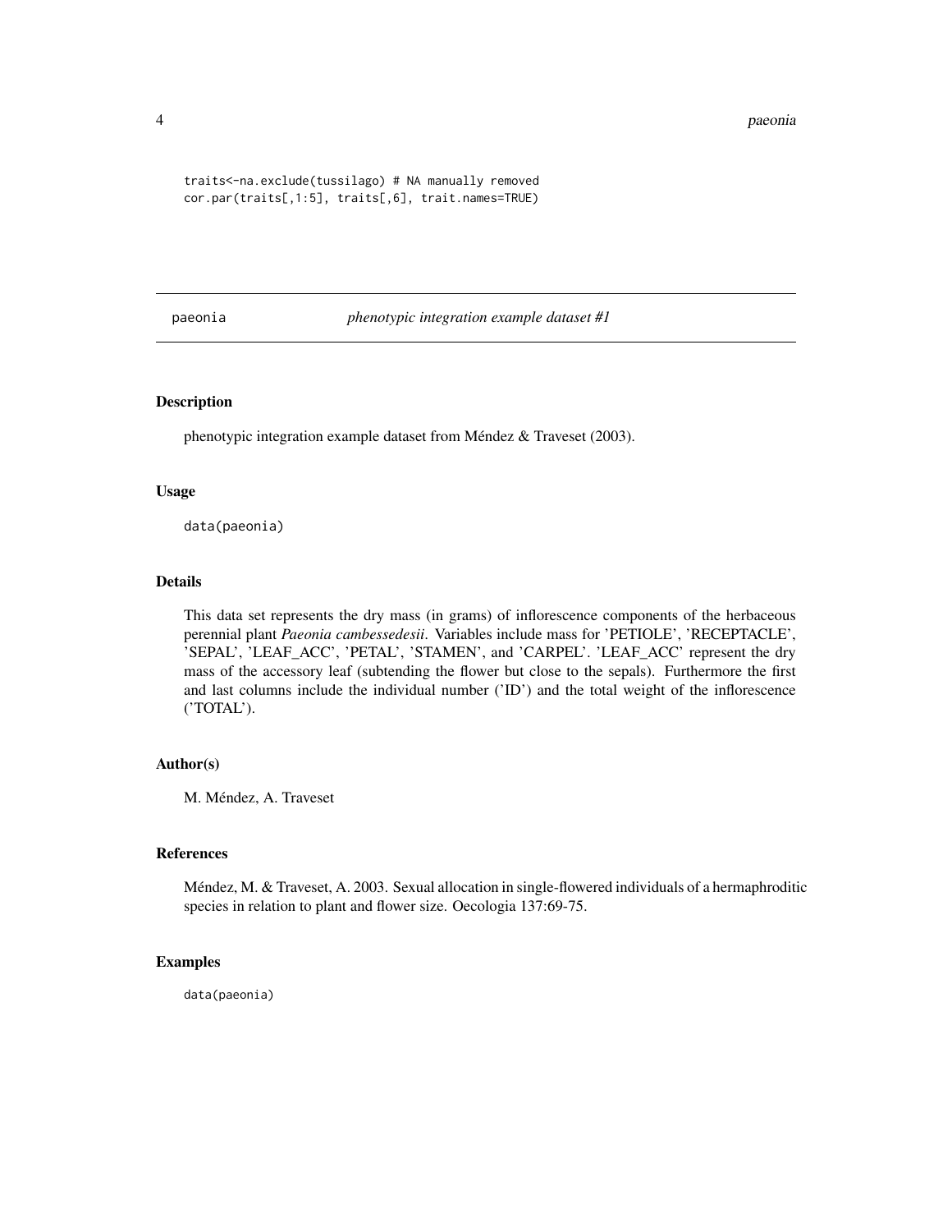```
traits<-na.exclude(tussilago) # NA manually removed
cor.par(traits[,1:5], traits[,6], trait.names=TRUE)
```

## paeonia — *phenotypic integration example dataset #1*

### Description

phenotypic integration example dataset from Méndez & Traveset (2003).

### Usage

```
data(paeonia)
```

### Details

This data set represents the dry mass (in grams) of inflorescence components of the herbaceous perennial plant *Paeonia cambessedesii*. Variables include mass for 'PETIOLE', 'RECEPTACLE', 'SEPAL', 'LEAF_ACC', 'PETAL', 'STAMEN', and 'CARPEL'. 'LEAF_ACC' represent the dry mass of the accessory leaf (subtending the flower but close to the sepals). Furthermore the first and last columns include the individual number ('ID') and the total weight of the inflorescence ('TOTAL').

### Author(s)

M. Méndez, A. Traveset

### References

Méndez, M. & Traveset, A. 2003. Sexual allocation in single-flowered individuals of a hermaphroditic species in relation to plant and flower size. Oecologia 137:69-75.

### Examples

```
data(paeonia)
```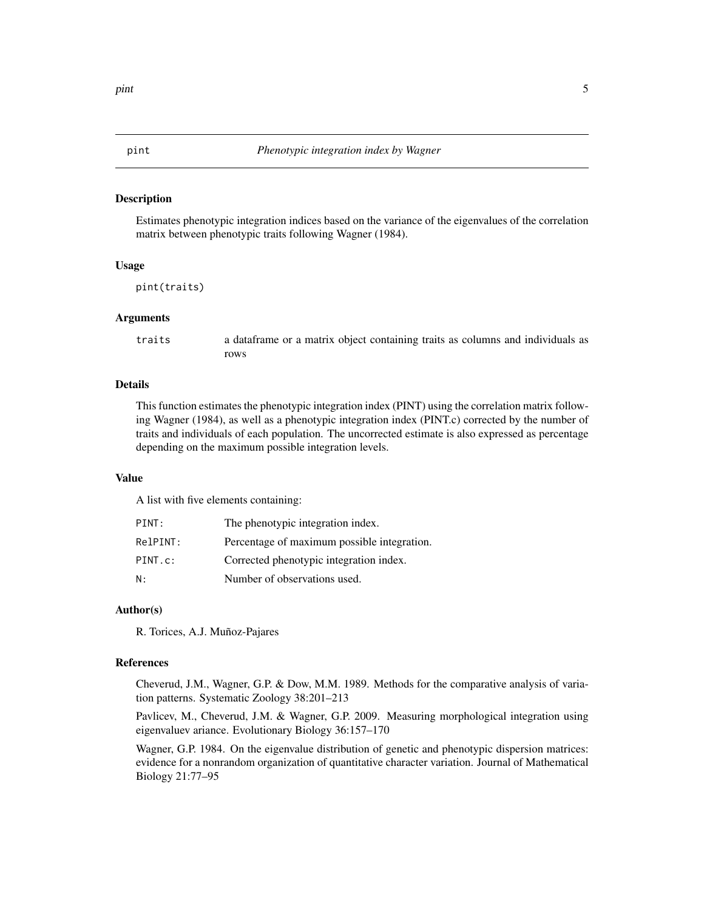pint *Phenotypic integration index by Wagner*

## Description

Estimates phenotypic integration indices based on the variance of the eigenvalues of the correlation matrix between phenotypic traits following Wagner (1984).

## Usage

```
pint(traits)
```

## Arguments

| | |
|---|---|
| traits | a dataframe or a matrix object containing traits as columns and individuals as rows |

## Details

This function estimates the phenotypic integration index (PINT) using the correlation matrix following Wagner (1984), as well as a phenotypic integration index (PINT.c) corrected by the number of traits and individuals of each population. The uncorrected estimate is also expressed as percentage depending on the maximum possible integration levels.

## Value

A list with five elements containing:

| | |
|---|---|
| PINT: | The phenotypic integration index. |
| RelPINT: | Percentage of maximum possible integration. |
| PINT.c: | Corrected phenotypic integration index. |
| N: | Number of observations used. |

## Author(s)

R. Torices, A.J. Muñoz-Pajares

## References

Cheverud, J.M., Wagner, G.P. & Dow, M.M. 1989. Methods for the comparative analysis of variation patterns. Systematic Zoology 38:201–213

Pavlicev, M., Cheverud, J.M. & Wagner, G.P. 2009. Measuring morphological integration using eigenvaluev ariance. Evolutionary Biology 36:157–170

Wagner, G.P. 1984. On the eigenvalue distribution of genetic and phenotypic dispersion matrices: evidence for a nonrandom organization of quantitative character variation. Journal of Mathematical Biology 21:77–95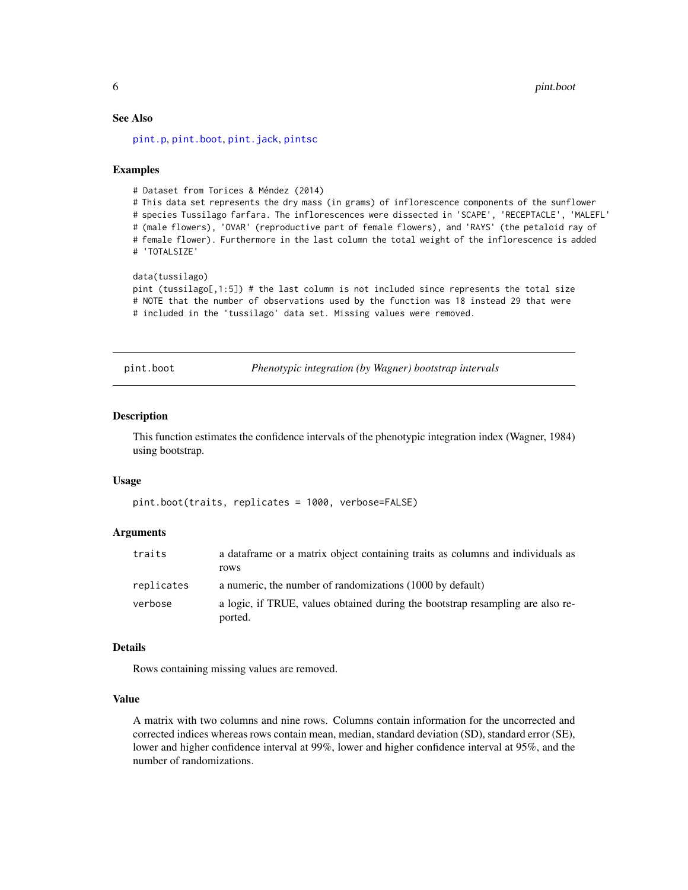### See Also

pint.p, pint.boot, pint.jack, pintsc

### Examples

```
# Dataset from Torices & Méndez (2014)
# This data set represents the dry mass (in grams) of inflorescence components of the sunflower
# species Tussilago farfara. The inflorescences were dissected in 'SCAPE', 'RECEPTACLE', 'MALEFL'
# (male flowers), 'OVAR' (reproductive part of female flowers), and 'RAYS' (the petaloid ray of
# female flower). Furthermore in the last column the total weight of the inflorescence is added
# 'TOTALSIZE'

data(tussilago)
pint (tussilago[,1:5]) # the last column is not included since represents the total size
# NOTE that the number of observations used by the function was 18 instead 29 that were
# included in the 'tussilago' data set. Missing values were removed.
```

---

## pint.boot — *Phenotypic integration (by Wagner) bootstrap intervals*

### Description

This function estimates the confidence intervals of the phenotypic integration index (Wagner, 1984) using bootstrap.

### Usage

```
pint.boot(traits, replicates = 1000, verbose=FALSE)
```

### Arguments

| | |
|---|---|
| traits | a dataframe or a matrix object containing traits as columns and individuals as rows |
| replicates | a numeric, the number of randomizations (1000 by default) |
| verbose | a logic, if TRUE, values obtained during the bootstrap resampling are also reported. |

### Details

Rows containing missing values are removed.

### Value

A matrix with two columns and nine rows. Columns contain information for the uncorrected and corrected indices whereas rows contain mean, median, standard deviation (SD), standard error (SE), lower and higher confidence interval at 99%, lower and higher confidence interval at 95%, and the number of randomizations.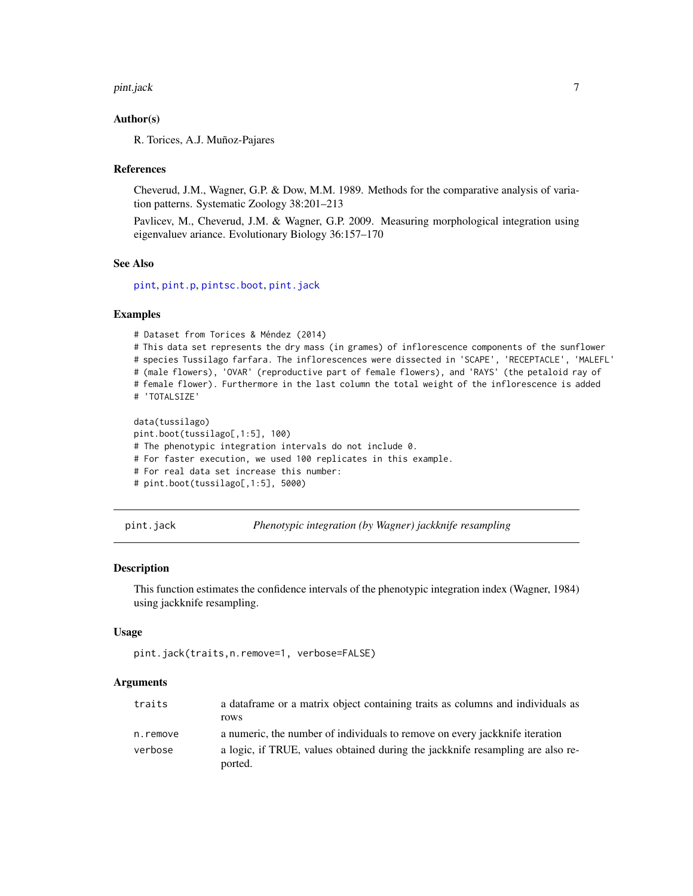### Author(s)

R. Torices, A.J. Muñoz-Pajares

### References

Cheverud, J.M., Wagner, G.P. & Dow, M.M. 1989. Methods for the comparative analysis of variation patterns. Systematic Zoology 38:201–213

Pavlicev, M., Cheverud, J.M. & Wagner, G.P. 2009. Measuring morphological integration using eigenvaluev ariance. Evolutionary Biology 36:157–170

### See Also

pint, pint.p, pintsc.boot, pint.jack

### Examples

```
# Dataset from Torices & Méndez (2014)
# This data set represents the dry mass (in grames) of inflorescence components of the sunflower
# species Tussilago farfara. The inflorescences were dissected in 'SCAPE', 'RECEPTACLE', 'MALEFL'
# (male flowers), 'OVAR' (reproductive part of female flowers), and 'RAYS' (the petaloid ray of
# female flower). Furthermore in the last column the total weight of the inflorescence is added
# 'TOTALSIZE'

data(tussilago)
pint.boot(tussilago[,1:5], 100)
# The phenotypic integration intervals do not include 0.
# For faster execution, we used 100 replicates in this example.
# For real data set increase this number:
# pint.boot(tussilago[,1:5], 5000)
```

---

## pint.jack — *Phenotypic integration (by Wagner) jackknife resampling*

### Description

This function estimates the confidence intervals of the phenotypic integration index (Wagner, 1984) using jackknife resampling.

### Usage

```
pint.jack(traits,n.remove=1, verbose=FALSE)
```

### Arguments

| | |
|---|---|
| traits | a dataframe or a matrix object containing traits as columns and individuals as rows |
| n.remove | a numeric, the number of individuals to remove on every jackknife iteration |
| verbose | a logic, if TRUE, values obtained during the jackknife resampling are also reported. |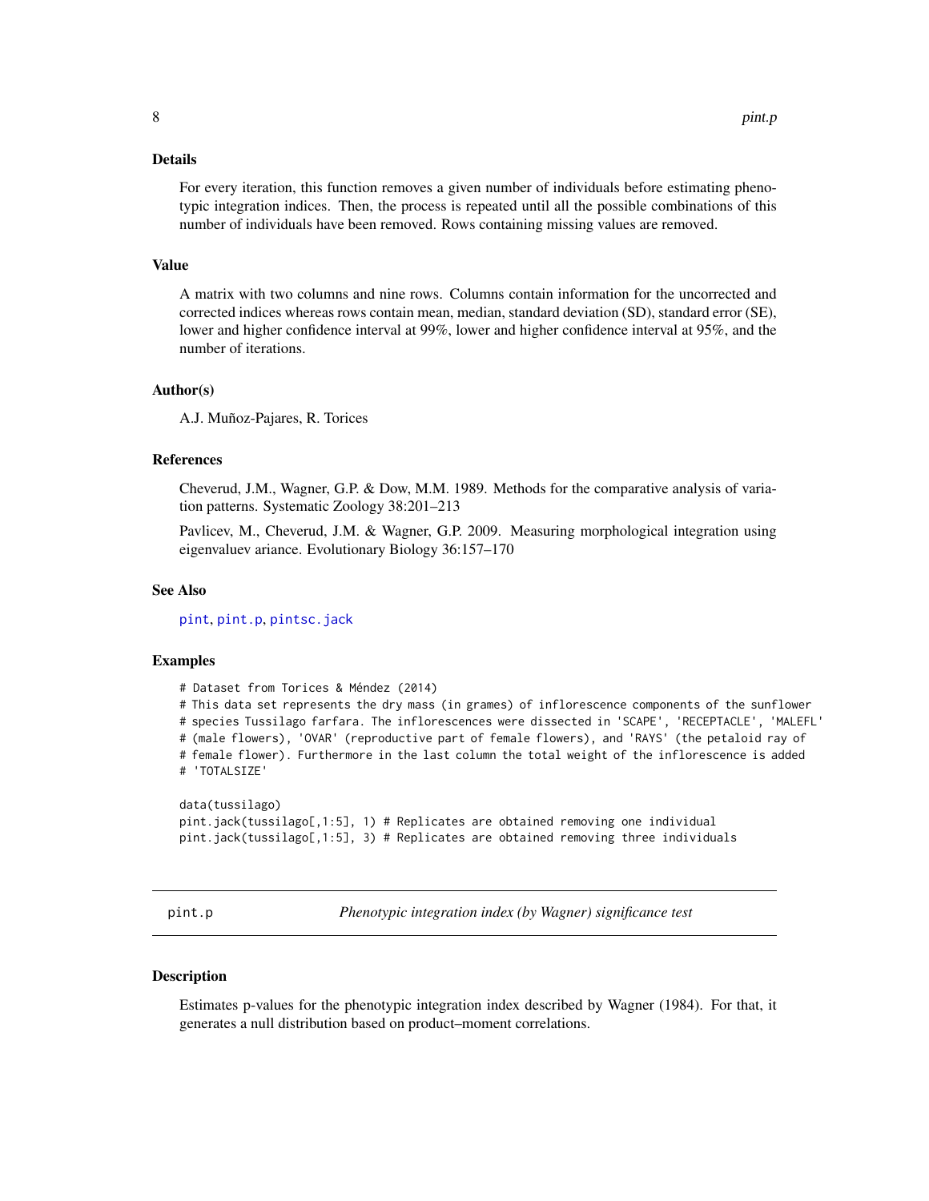### Details

For every iteration, this function removes a given number of individuals before estimating phenotypic integration indices. Then, the process is repeated until all the possible combinations of this number of individuals have been removed. Rows containing missing values are removed.

### Value

A matrix with two columns and nine rows. Columns contain information for the uncorrected and corrected indices whereas rows contain mean, median, standard deviation (SD), standard error (SE), lower and higher confidence interval at 99%, lower and higher confidence interval at 95%, and the number of iterations.

### Author(s)

A.J. Muñoz-Pajares, R. Torices

### References

Cheverud, J.M., Wagner, G.P. & Dow, M.M. 1989. Methods for the comparative analysis of variation patterns. Systematic Zoology 38:201–213

Pavlicev, M., Cheverud, J.M. & Wagner, G.P. 2009. Measuring morphological integration using eigenvaluev ariance. Evolutionary Biology 36:157–170

### See Also

pint, pint.p, pintsc.jack

### Examples

```
# Dataset from Torices & Méndez (2014)
# This data set represents the dry mass (in grames) of inflorescence components of the sunflower
# species Tussilago farfara. The inflorescences were dissected in 'SCAPE', 'RECEPTACLE', 'MALEFL'
# (male flowers), 'OVAR' (reproductive part of female flowers), and 'RAYS' (the petaloid ray of
# female flower). Furthermore in the last column the total weight of the inflorescence is added
# 'TOTALSIZE'

data(tussilago)
pint.jack(tussilago[,1:5], 1) # Replicates are obtained removing one individual
pint.jack(tussilago[,1:5], 3) # Replicates are obtained removing three individuals
```

## pint.p — *Phenotypic integration index (by Wagner) significance test*

### Description

Estimates p-values for the phenotypic integration index described by Wagner (1984). For that, it generates a null distribution based on product–moment correlations.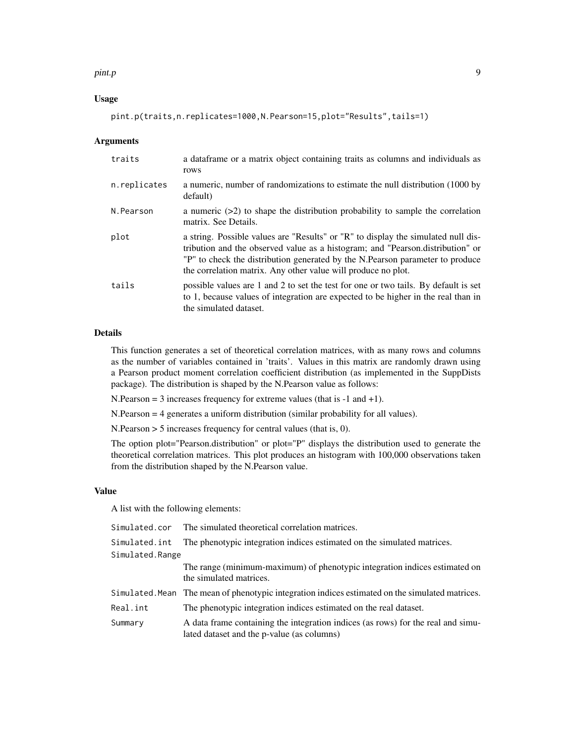### Usage

```
pint.p(traits,n.replicates=1000,N.Pearson=15,plot="Results",tails=1)
```

### Arguments

| | |
|---|---|
| traits | a dataframe or a matrix object containing traits as columns and individuals as rows |
| n.replicates | a numeric, number of randomizations to estimate the null distribution (1000 by default) |
| N.Pearson | a numeric (>2) to shape the distribution probability to sample the correlation matrix. See Details. |
| plot | a string. Possible values are "Results" or "R" to display the simulated null distribution and the observed value as a histogram; and "Pearson.distribution" or "P" to check the distribution generated by the N.Pearson parameter to produce the correlation matrix. Any other value will produce no plot. |
| tails | possible values are 1 and 2 to set the test for one or two tails. By default is set to 1, because values of integration are expected to be higher in the real than in the simulated dataset. |

### Details

This function generates a set of theoretical correlation matrices, with as many rows and columns as the number of variables contained in 'traits'. Values in this matrix are randomly drawn using a Pearson product moment correlation coefficient distribution (as implemented in the SuppDists package). The distribution is shaped by the N.Pearson value as follows:

N.Pearson = 3 increases frequency for extreme values (that is -1 and +1).

N.Pearson = 4 generates a uniform distribution (similar probability for all values).

N.Pearson > 5 increases frequency for central values (that is, 0).

The option plot="Pearson.distribution" or plot="P" displays the distribution used to generate the theoretical correlation matrices. This plot produces an histogram with 100,000 observations taken from the distribution shaped by the N.Pearson value.

### Value

A list with the following elements:

| | |
|---|---|
| Simulated.cor | The simulated theoretical correlation matrices. |
| Simulated.int | The phenotypic integration indices estimated on the simulated matrices. |
| Simulated.Range | The range (minimum-maximum) of phenotypic integration indices estimated on the simulated matrices. |
| Simulated.Mean | The mean of phenotypic integration indices estimated on the simulated matrices. |
| Real.int | The phenotypic integration indices estimated on the real dataset. |
| Summary | A data frame containing the integration indices (as rows) for the real and simulated dataset and the p-value (as columns) |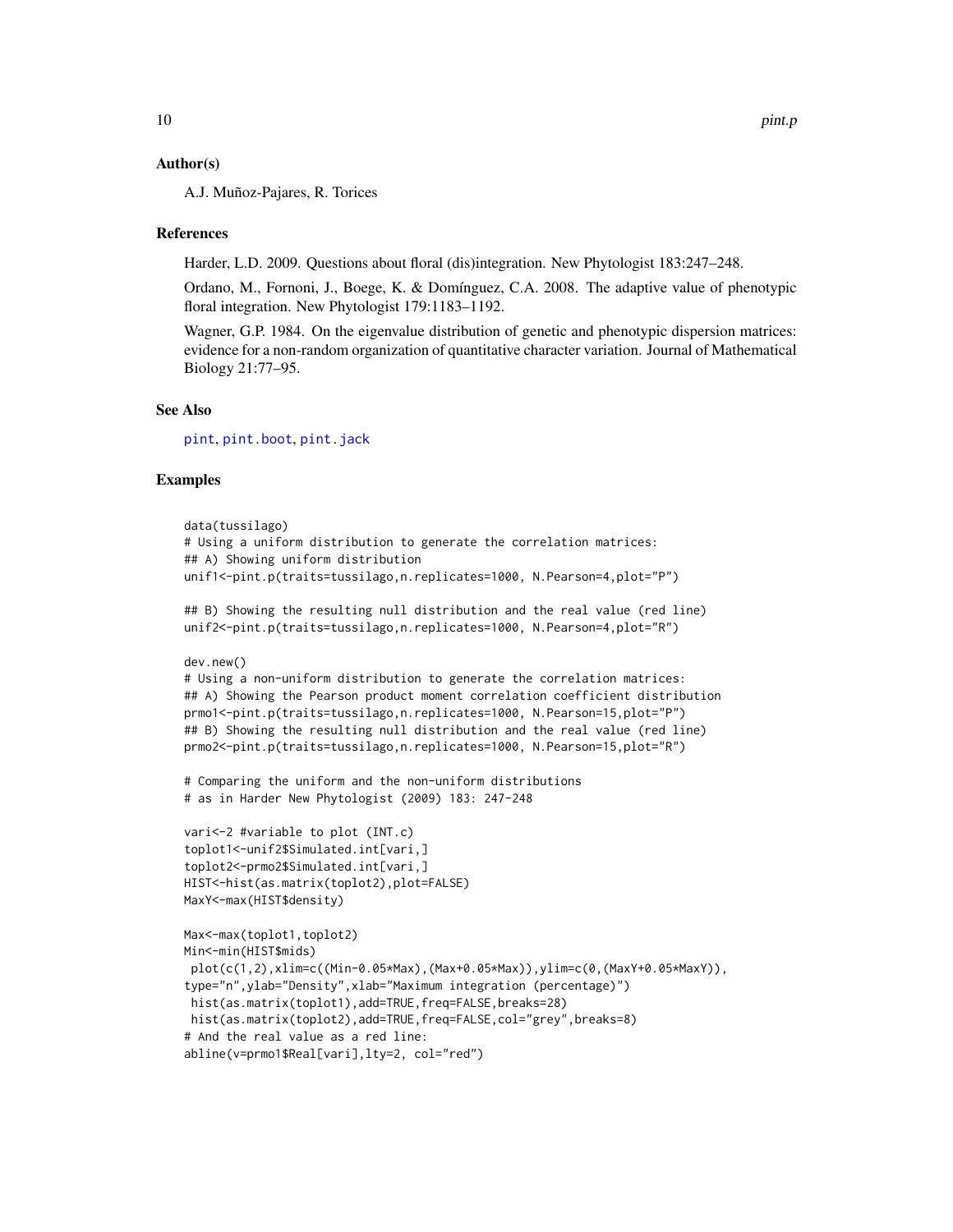## Author(s)

A.J. Muñoz-Pajares, R. Torices

## References

Harder, L.D. 2009. Questions about floral (dis)integration. New Phytologist 183:247–248.

Ordano, M., Fornoni, J., Boege, K. & Domínguez, C.A. 2008. The adaptive value of phenotypic floral integration. New Phytologist 179:1183–1192.

Wagner, G.P. 1984. On the eigenvalue distribution of genetic and phenotypic dispersion matrices: evidence for a non-random organization of quantitative character variation. Journal of Mathematical Biology 21:77–95.

## See Also

pint, pint.boot, pint.jack

## Examples

```
data(tussilago)
# Using a uniform distribution to generate the correlation matrices:
## A) Showing uniform distribution
unif1<-pint.p(traits=tussilago,n.replicates=1000, N.Pearson=4,plot="P")

## B) Showing the resulting null distribution and the real value (red line)
unif2<-pint.p(traits=tussilago,n.replicates=1000, N.Pearson=4,plot="R")

dev.new()
# Using a non-uniform distribution to generate the correlation matrices:
## A) Showing the Pearson product moment correlation coefficient distribution
prmo1<-pint.p(traits=tussilago,n.replicates=1000, N.Pearson=15,plot="P")
## B) Showing the resulting null distribution and the real value (red line)
prmo2<-pint.p(traits=tussilago,n.replicates=1000, N.Pearson=15,plot="R")

# Comparing the uniform and the non-uniform distributions
# as in Harder New Phytologist (2009) 183: 247-248

vari<-2 #variable to plot (INT.c)
toplot1<-unif2$Simulated.int[vari,]
toplot2<-prmo2$Simulated.int[vari,]
HIST<-hist(as.matrix(toplot2),plot=FALSE)
MaxY<-max(HIST$density)

Max<-max(toplot1,toplot2)
Min<-min(HIST$mids)
 plot(c(1,2),xlim=c((Min-0.05*Max),(Max+0.05*Max)),ylim=c(0,(MaxY+0.05*MaxY)),
type="n",ylab="Density",xlab="Maximum integration (percentage)")
 hist(as.matrix(toplot1),add=TRUE,freq=FALSE,breaks=28)
 hist(as.matrix(toplot2),add=TRUE,freq=FALSE,col="grey",breaks=8)
# And the real value as a red line:
abline(v=prmo1$Real[vari],lty=2, col="red")
```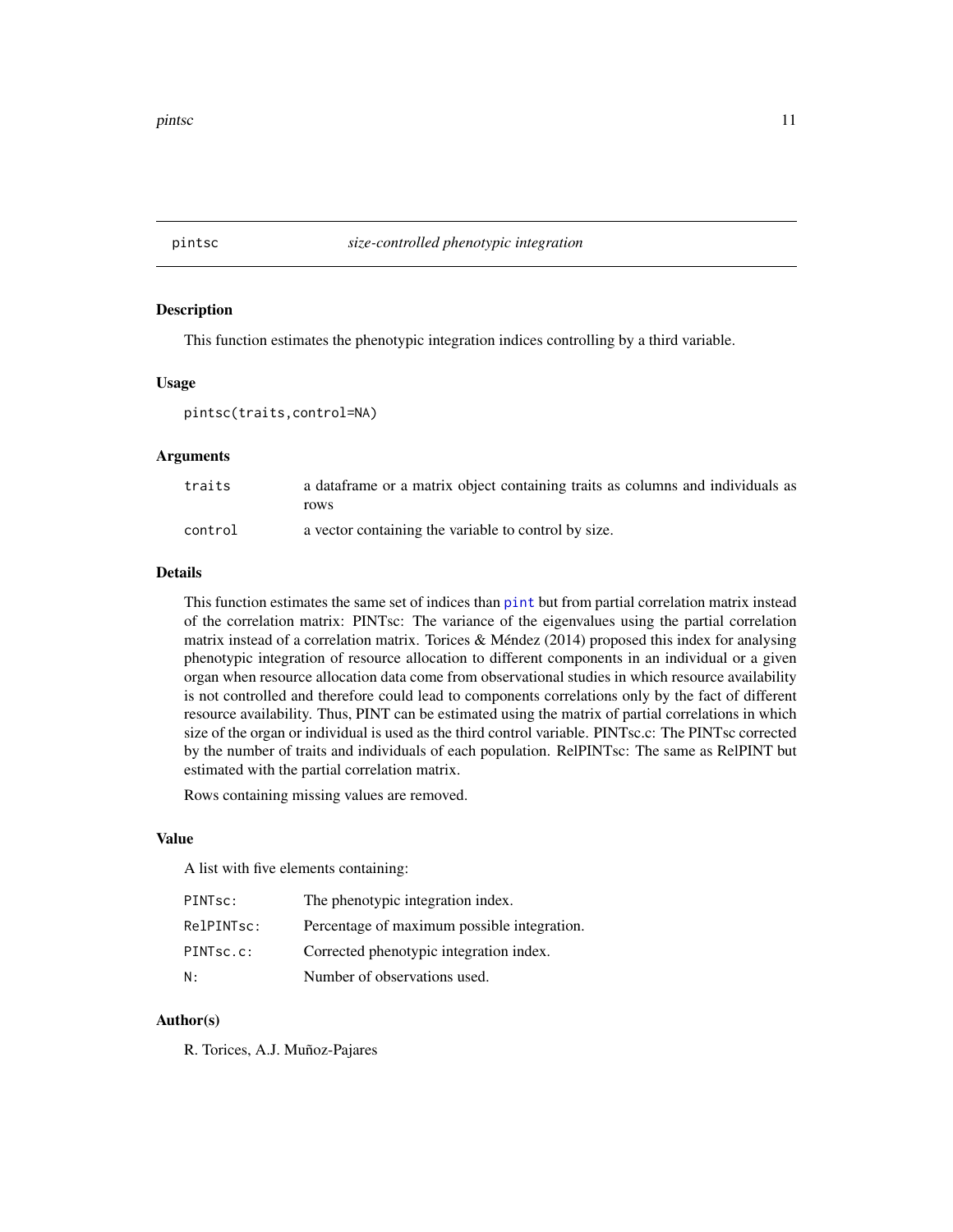pintsc *size-controlled phenotypic integration*

## Description

This function estimates the phenotypic integration indices controlling by a third variable.

## Usage

```
pintsc(traits,control=NA)
```

## Arguments

| | |
|---|---|
| traits | a dataframe or a matrix object containing traits as columns and individuals as rows |
| control | a vector containing the variable to control by size. |

## Details

This function estimates the same set of indices than pint but from partial correlation matrix instead of the correlation matrix: PINTsc: The variance of the eigenvalues using the partial correlation matrix instead of a correlation matrix. Torices & Méndez (2014) proposed this index for analysing phenotypic integration of resource allocation to different components in an individual or a given organ when resource allocation data come from observational studies in which resource availability is not controlled and therefore could lead to components correlations only by the fact of different resource availability. Thus, PINT can be estimated using the matrix of partial correlations in which size of the organ or individual is used as the third control variable. PINTsc.c: The PINTsc corrected by the number of traits and individuals of each population. RelPINTsc: The same as RelPINT but estimated with the partial correlation matrix.

Rows containing missing values are removed.

## Value

A list with five elements containing:

| | |
|---|---|
| PINTsc: | The phenotypic integration index. |
| RelPINTsc: | Percentage of maximum possible integration. |
| PINTsc.c: | Corrected phenotypic integration index. |
| N: | Number of observations used. |

## Author(s)

R. Torices, A.J. Muñoz-Pajares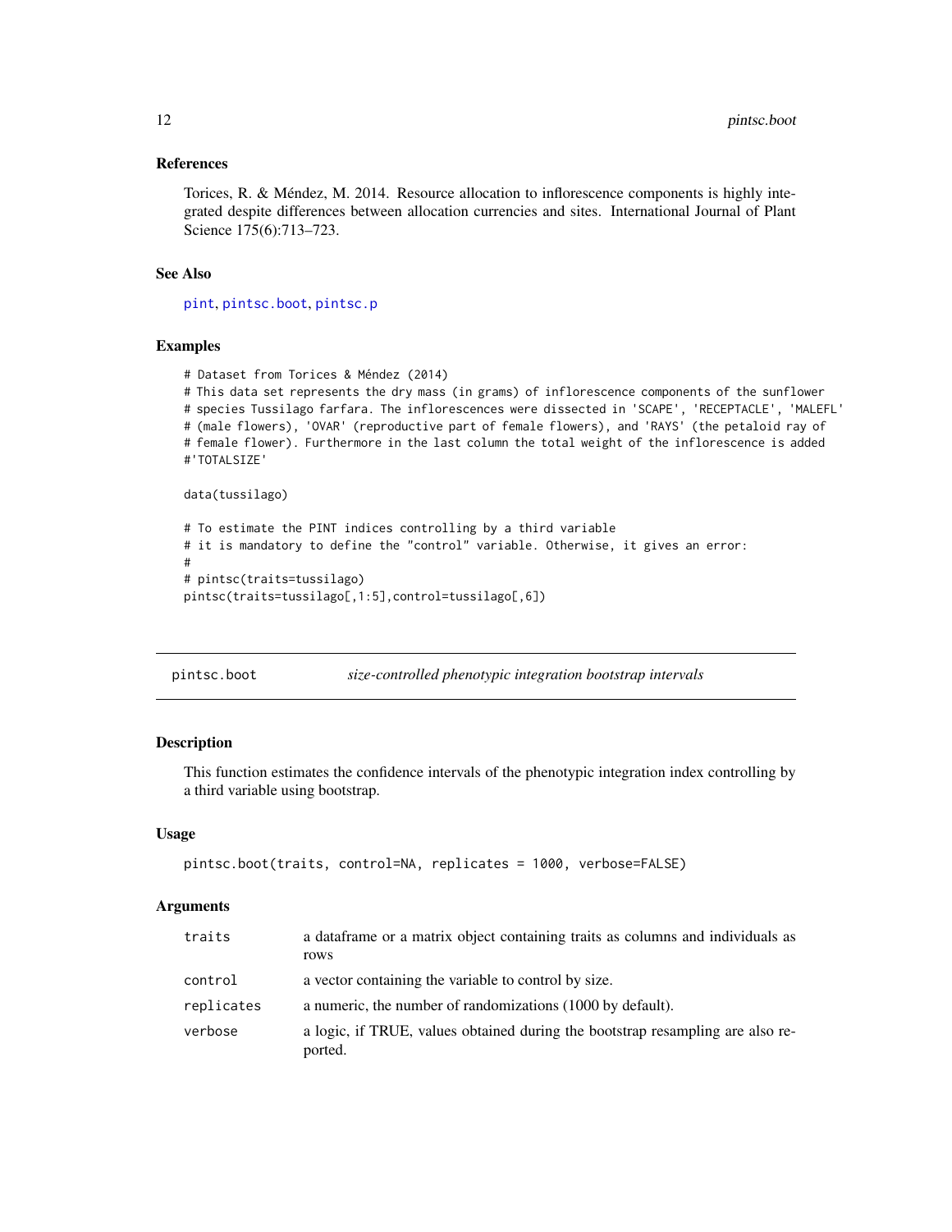### References

Torices, R. & Méndez, M. 2014. Resource allocation to inflorescence components is highly integrated despite differences between allocation currencies and sites. International Journal of Plant Science 175(6):713–723.

### See Also

pint, pintsc.boot, pintsc.p

### Examples

```
# Dataset from Torices & Méndez (2014)
# This data set represents the dry mass (in grams) of inflorescence components of the sunflower
# species Tussilago farfara. The inflorescences were dissected in 'SCAPE', 'RECEPTACLE', 'MALEFL'
# (male flowers), 'OVAR' (reproductive part of female flowers), and 'RAYS' (the petaloid ray of
# female flower). Furthermore in the last column the total weight of the inflorescence is added
#'TOTALSIZE'

data(tussilago)

# To estimate the PINT indices controlling by a third variable
# it is mandatory to define the "control" variable. Otherwise, it gives an error:
#
# pintsc(traits=tussilago)
pintsc(traits=tussilago[,1:5],control=tussilago[,6])
```

---

## pintsc.boot — *size-controlled phenotypic integration bootstrap intervals*

### Description

This function estimates the confidence intervals of the phenotypic integration index controlling by a third variable using bootstrap.

### Usage

```
pintsc.boot(traits, control=NA, replicates = 1000, verbose=FALSE)
```

### Arguments

| | |
|---|---|
| traits | a dataframe or a matrix object containing traits as columns and individuals as rows |
| control | a vector containing the variable to control by size. |
| replicates | a numeric, the number of randomizations (1000 by default). |
| verbose | a logic, if TRUE, values obtained during the bootstrap resampling are also reported. |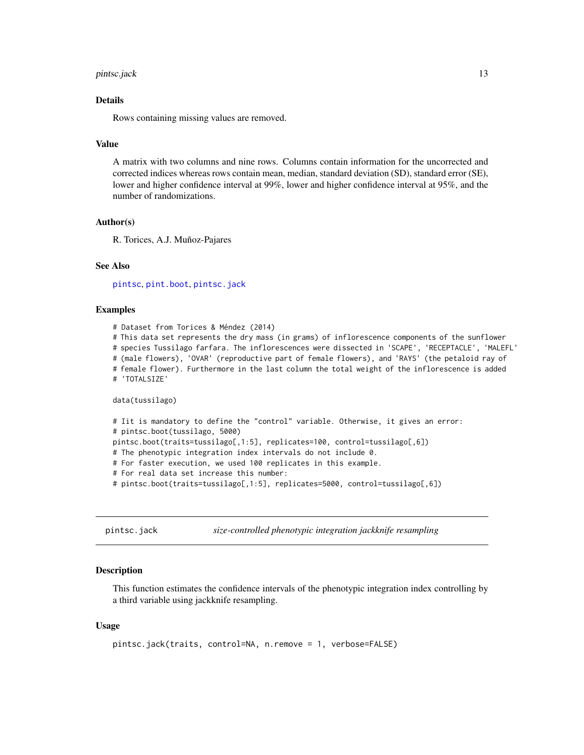### Details

Rows containing missing values are removed.

### Value

A matrix with two columns and nine rows. Columns contain information for the uncorrected and corrected indices whereas rows contain mean, median, standard deviation (SD), standard error (SE), lower and higher confidence interval at 99%, lower and higher confidence interval at 95%, and the number of randomizations.

### Author(s)

R. Torices, A.J. Muñoz-Pajares

### See Also

pintsc, pint.boot, pintsc.jack

### Examples

```
# Dataset from Torices & Méndez (2014)
# This data set represents the dry mass (in grams) of inflorescence components of the sunflower
# species Tussilago farfara. The inflorescences were dissected in 'SCAPE', 'RECEPTACLE', 'MALEFL'
# (male flowers), 'OVAR' (reproductive part of female flowers), and 'RAYS' (the petaloid ray of
# female flower). Furthermore in the last column the total weight of the inflorescence is added
# 'TOTALSIZE'

data(tussilago)

# Iit is mandatory to define the "control" variable. Otherwise, it gives an error:
# pintsc.boot(tussilago, 5000)
pintsc.boot(traits=tussilago[,1:5], replicates=100, control=tussilago[,6])
# The phenotypic integration index intervals do not include 0.
# For faster execution, we used 100 replicates in this example.
# For real data set increase this number:
# pintsc.boot(traits=tussilago[,1:5], replicates=5000, control=tussilago[,6])
```

---

## pintsc.jack *size-controlled phenotypic integration jackknife resampling*

### Description

This function estimates the confidence intervals of the phenotypic integration index controlling by a third variable using jackknife resampling.

### Usage

```
pintsc.jack(traits, control=NA, n.remove = 1, verbose=FALSE)
```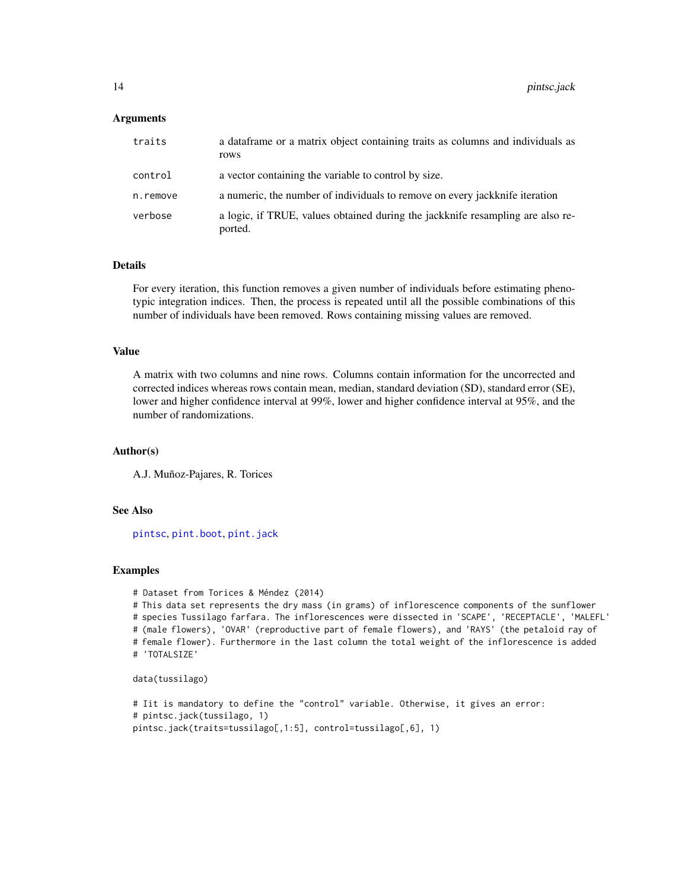## Arguments

| | |
|---|---|
| traits | a dataframe or a matrix object containing traits as columns and individuals as rows |
| control | a vector containing the variable to control by size. |
| n.remove | a numeric, the number of individuals to remove on every jackknife iteration |
| verbose | a logic, if TRUE, values obtained during the jackknife resampling are also reported. |

## Details

For every iteration, this function removes a given number of individuals before estimating phenotypic integration indices. Then, the process is repeated until all the possible combinations of this number of individuals have been removed. Rows containing missing values are removed.

## Value

A matrix with two columns and nine rows. Columns contain information for the uncorrected and corrected indices whereas rows contain mean, median, standard deviation (SD), standard error (SE), lower and higher confidence interval at 99%, lower and higher confidence interval at 95%, and the number of randomizations.

## Author(s)

A.J. Muñoz-Pajares, R. Torices

## See Also

pintsc, pint.boot, pint.jack

## Examples

```
# Dataset from Torices & Méndez (2014)
# This data set represents the dry mass (in grams) of inflorescence components of the sunflower
# species Tussilago farfara. The inflorescences were dissected in 'SCAPE', 'RECEPTACLE', 'MALEFL'
# (male flowers), 'OVAR' (reproductive part of female flowers), and 'RAYS' (the petaloid ray of
# female flower). Furthermore in the last column the total weight of the inflorescence is added
# 'TOTALSIZE'

data(tussilago)

# Iit is mandatory to define the "control" variable. Otherwise, it gives an error:
# pintsc.jack(tussilago, 1)
pintsc.jack(traits=tussilago[,1:5], control=tussilago[,6], 1)
```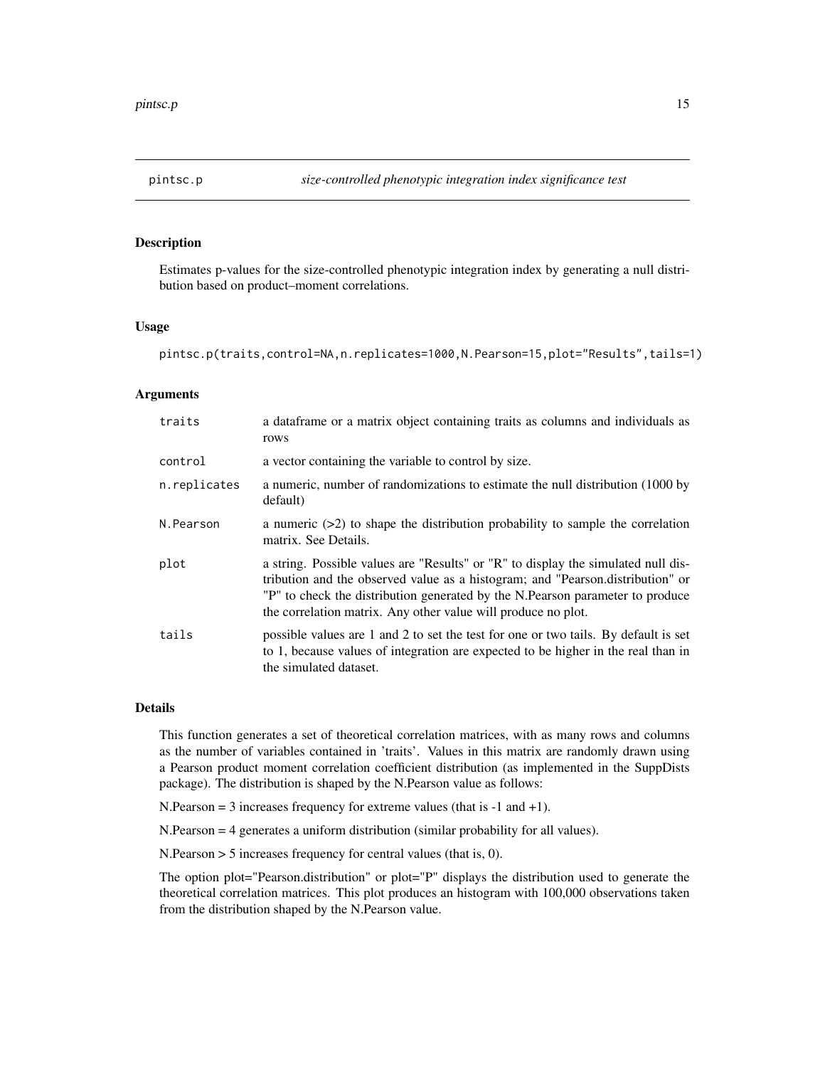# pintsc.p — *size-controlled phenotypic integration index significance test*

## Description

Estimates p-values for the size-controlled phenotypic integration index by generating a null distribution based on product–moment correlations.

## Usage

```
pintsc.p(traits,control=NA,n.replicates=1000,N.Pearson=15,plot="Results",tails=1)
```

## Arguments

| | |
|---|---|
| `traits` | a dataframe or a matrix object containing traits as columns and individuals as rows |
| `control` | a vector containing the variable to control by size. |
| `n.replicates` | a numeric, number of randomizations to estimate the null distribution (1000 by default) |
| `N.Pearson` | a numeric (>2) to shape the distribution probability to sample the correlation matrix. See Details. |
| `plot` | a string. Possible values are "Results" or "R" to display the simulated null distribution and the observed value as a histogram; and "Pearson.distribution" or "P" to check the distribution generated by the N.Pearson parameter to produce the correlation matrix. Any other value will produce no plot. |
| `tails` | possible values are 1 and 2 to set the test for one or two tails. By default is set to 1, because values of integration are expected to be higher in the real than in the simulated dataset. |

## Details

This function generates a set of theoretical correlation matrices, with as many rows and columns as the number of variables contained in 'traits'. Values in this matrix are randomly drawn using a Pearson product moment correlation coefficient distribution (as implemented in the SuppDists package). The distribution is shaped by the N.Pearson value as follows:

N.Pearson = 3 increases frequency for extreme values (that is -1 and +1).

N.Pearson = 4 generates a uniform distribution (similar probability for all values).

N.Pearson > 5 increases frequency for central values (that is, 0).

The option plot="Pearson.distribution" or plot="P" displays the distribution used to generate the theoretical correlation matrices. This plot produces an histogram with 100,000 observations taken from the distribution shaped by the N.Pearson value.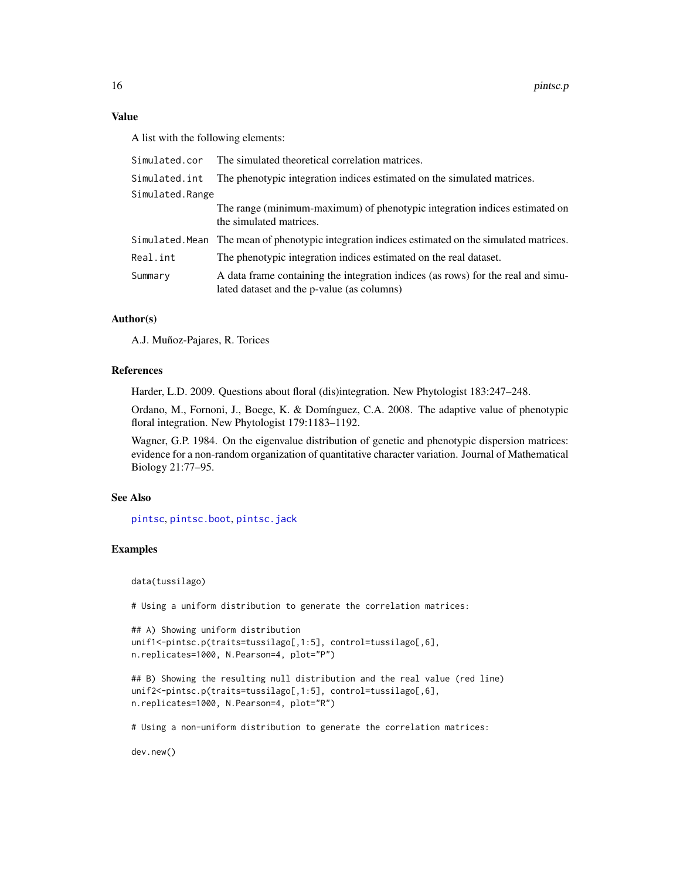## Value

A list with the following elements:

| | |
|---|---|
| `Simulated.cor` | The simulated theoretical correlation matrices. |
| `Simulated.int` | The phenotypic integration indices estimated on the simulated matrices. |
| `Simulated.Range` | The range (minimum-maximum) of phenotypic integration indices estimated on the simulated matrices. |
| `Simulated.Mean` | The mean of phenotypic integration indices estimated on the simulated matrices. |
| `Real.int` | The phenotypic integration indices estimated on the real dataset. |
| `Summary` | A data frame containing the integration indices (as rows) for the real and simulated dataset and the p-value (as columns) |

## Author(s)

A.J. Muñoz-Pajares, R. Torices

## References

Harder, L.D. 2009. Questions about floral (dis)integration. New Phytologist 183:247–248.

Ordano, M., Fornoni, J., Boege, K. & Domínguez, C.A. 2008. The adaptive value of phenotypic floral integration. New Phytologist 179:1183–1192.

Wagner, G.P. 1984. On the eigenvalue distribution of genetic and phenotypic dispersion matrices: evidence for a non-random organization of quantitative character variation. Journal of Mathematical Biology 21:77–95.

## See Also

pintsc, pintsc.boot, pintsc.jack

## Examples

```
data(tussilago)

# Using a uniform distribution to generate the correlation matrices:

## A) Showing uniform distribution
unif1<-pintsc.p(traits=tussilago[,1:5], control=tussilago[,6],
n.replicates=1000, N.Pearson=4, plot="P")

## B) Showing the resulting null distribution and the real value (red line)
unif2<-pintsc.p(traits=tussilago[,1:5], control=tussilago[,6],
n.replicates=1000, N.Pearson=4, plot="R")

# Using a non-uniform distribution to generate the correlation matrices:

dev.new()
```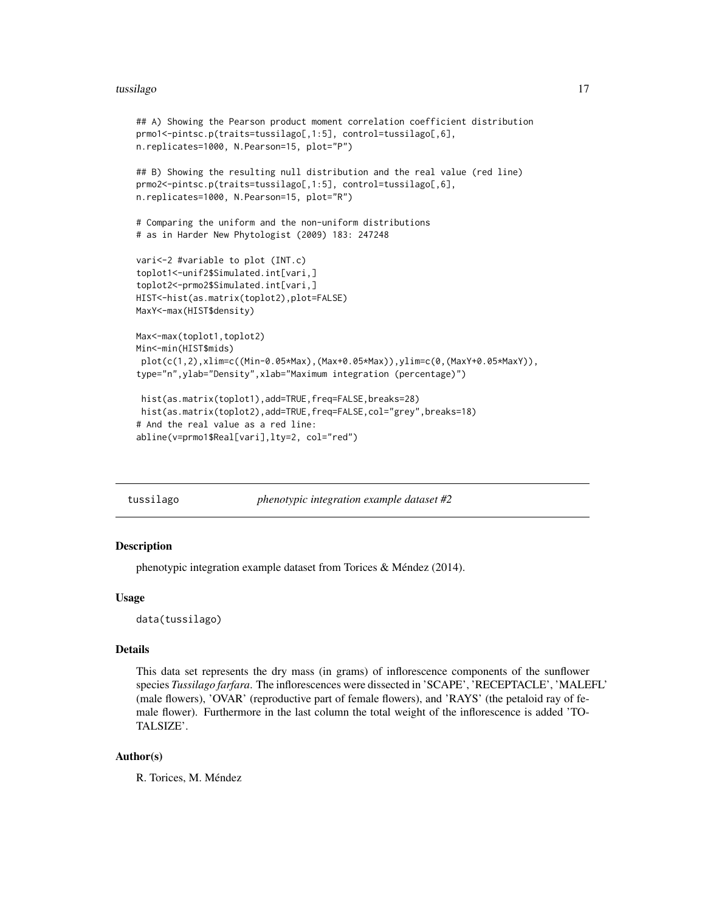```
## A) Showing the Pearson product moment correlation coefficient distribution
prmo1<-pintsc.p(traits=tussilago[,1:5], control=tussilago[,6],
n.replicates=1000, N.Pearson=15, plot="P")

## B) Showing the resulting null distribution and the real value (red line)
prmo2<-pintsc.p(traits=tussilago[,1:5], control=tussilago[,6],
n.replicates=1000, N.Pearson=15, plot="R")

# Comparing the uniform and the non-uniform distributions
# as in Harder New Phytologist (2009) 183: 247248

vari<-2 #variable to plot (INT.c)
toplot1<-unif2$Simulated.int[vari,]
toplot2<-prmo2$Simulated.int[vari,]
HIST<-hist(as.matrix(toplot2),plot=FALSE)
MaxY<-max(HIST$density)

Max<-max(toplot1,toplot2)
Min<-min(HIST$mids)
 plot(c(1,2),xlim=c((Min-0.05*Max),(Max+0.05*Max)),ylim=c(0,(MaxY+0.05*MaxY)),
type="n",ylab="Density",xlab="Maximum integration (percentage)")

 hist(as.matrix(toplot1),add=TRUE,freq=FALSE,breaks=28)
 hist(as.matrix(toplot2),add=TRUE,freq=FALSE,col="grey",breaks=18)
# And the real value as a red line:
abline(v=prmo1$Real[vari],lty=2, col="red")
```

---

## tussilago *phenotypic integration example dataset #2*

---

### Description

phenotypic integration example dataset from Torices & Méndez (2014).

### Usage

```
data(tussilago)
```

### Details

This data set represents the dry mass (in grams) of inflorescence components of the sunflower species *Tussilago farfara*. The inflorescences were dissected in 'SCAPE', 'RECEPTACLE', 'MALEFL' (male flowers), 'OVAR' (reproductive part of female flowers), and 'RAYS' (the petaloid ray of female flower). Furthermore in the last column the total weight of the inflorescence is added 'TOTALSIZE'.

### Author(s)

R. Torices, M. Méndez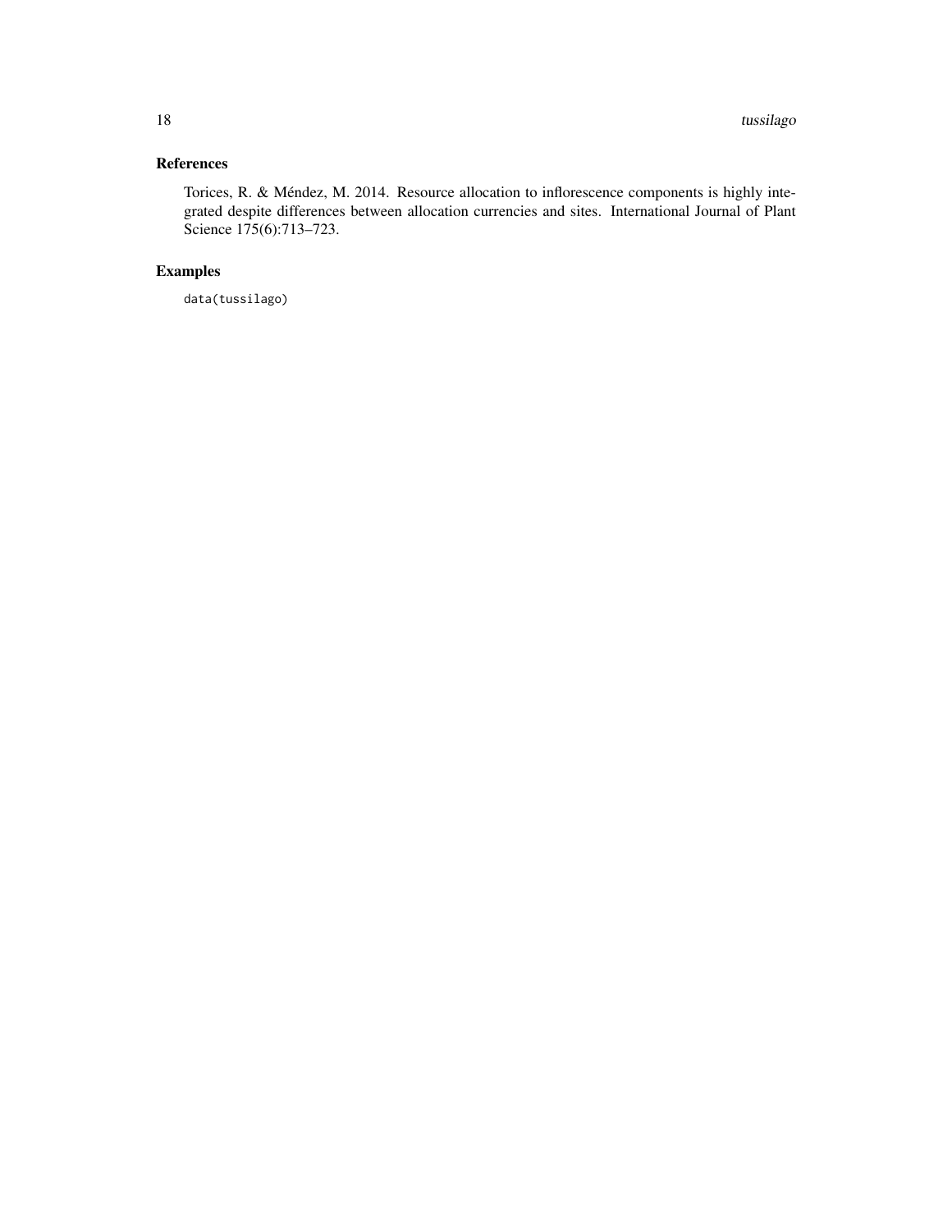## References

Torices, R. & Méndez, M. 2014. Resource allocation to inflorescence components is highly integrated despite differences between allocation currencies and sites. International Journal of Plant Science 175(6):713–723.

## Examples

```
data(tussilago)
```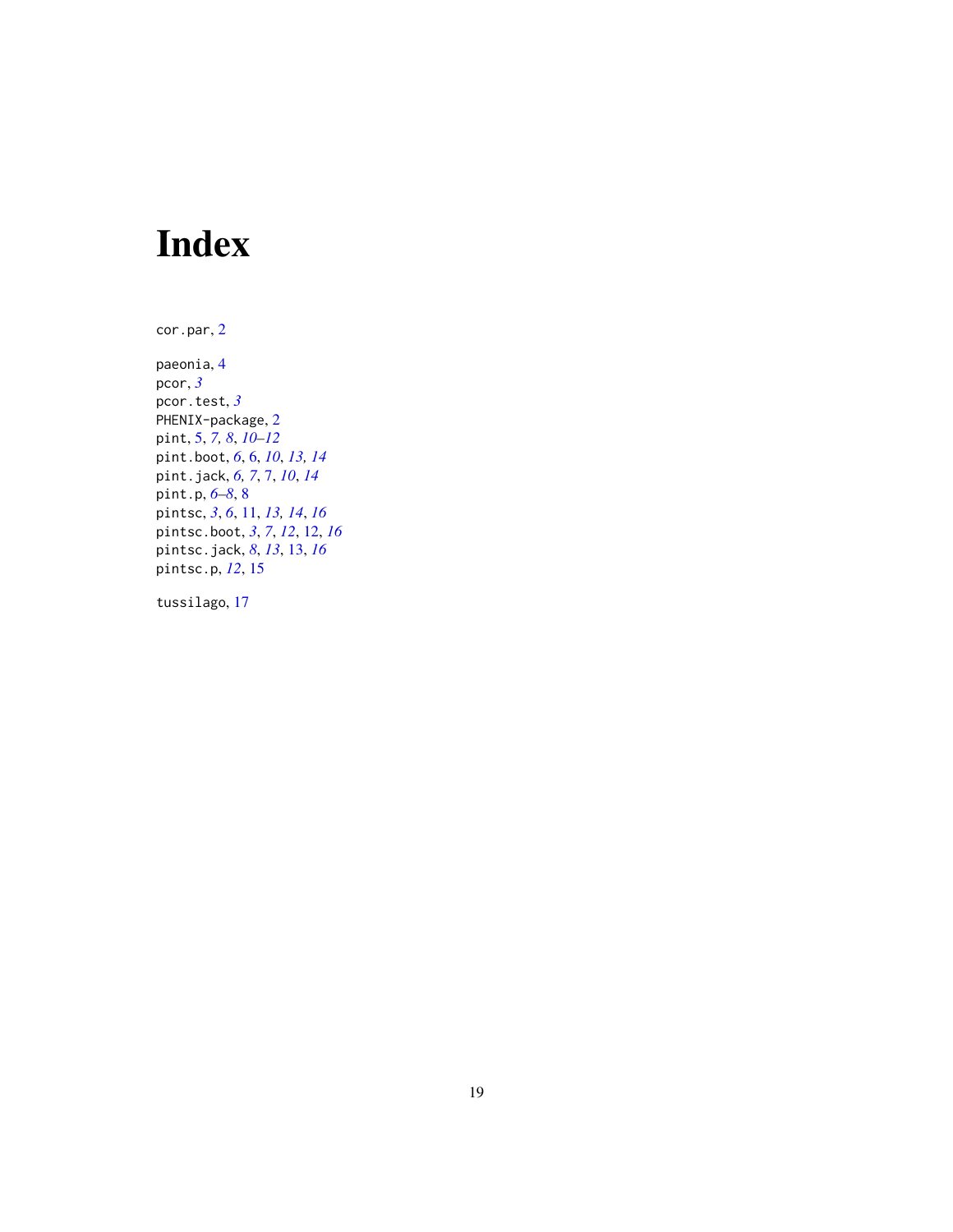# Index

cor.par, 2

paeonia, 4
pcor, *3*
pcor.test, *3*
PHENIX-package, 2
pint, 5, *7, 8*, *10–12*
pint.boot, *6*, 6, *10*, *13, 14*
pint.jack, *6, 7*, 7, *10*, *14*
pint.p, *6–8*, 8
pintsc, *3*, *6*, 11, *13, 14*, *16*
pintsc.boot, *3*, *7*, *12*, 12, *16*
pintsc.jack, *8*, *13*, 13, *16*
pintsc.p, *12*, 15

tussilago, 17